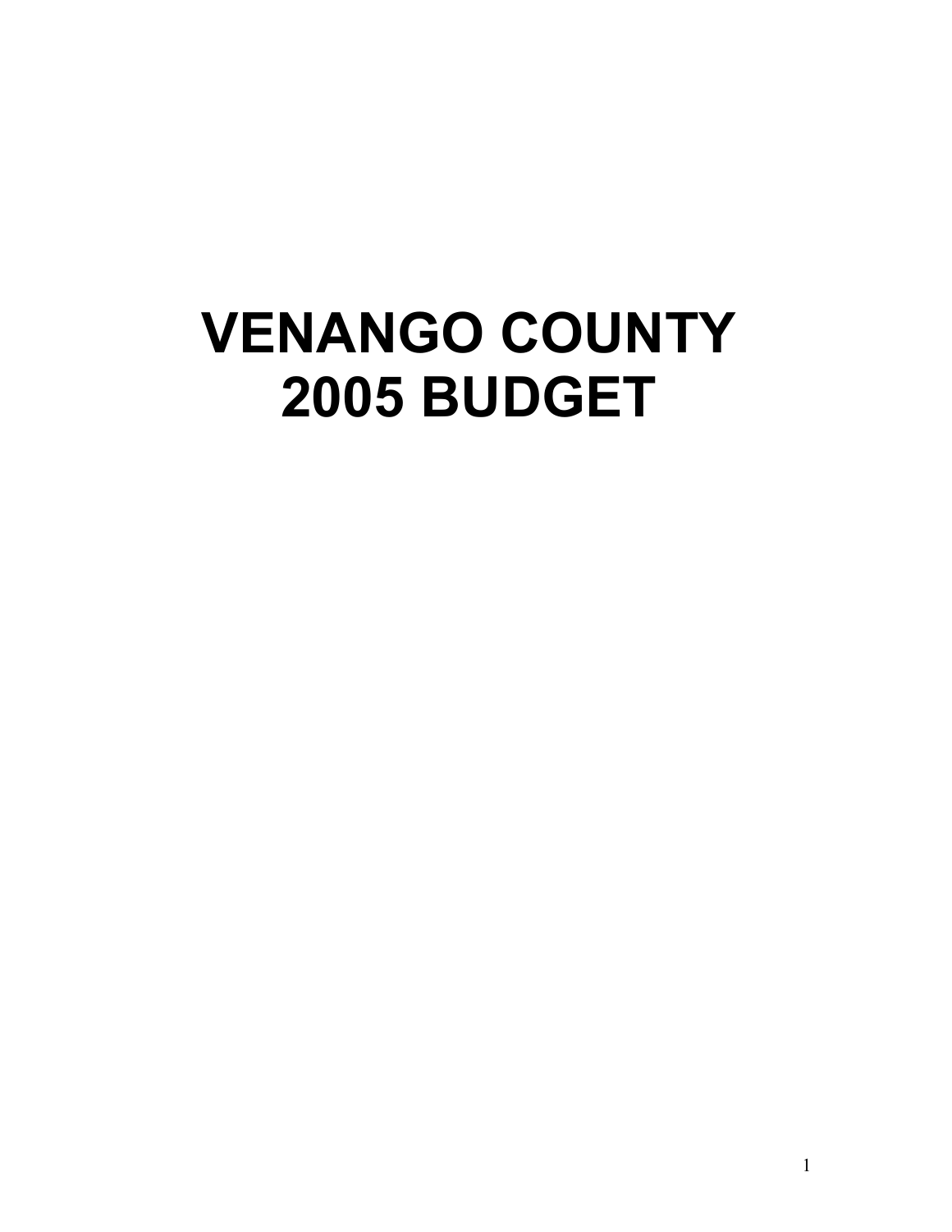# VENANGO COUNTY 2005 BUDGET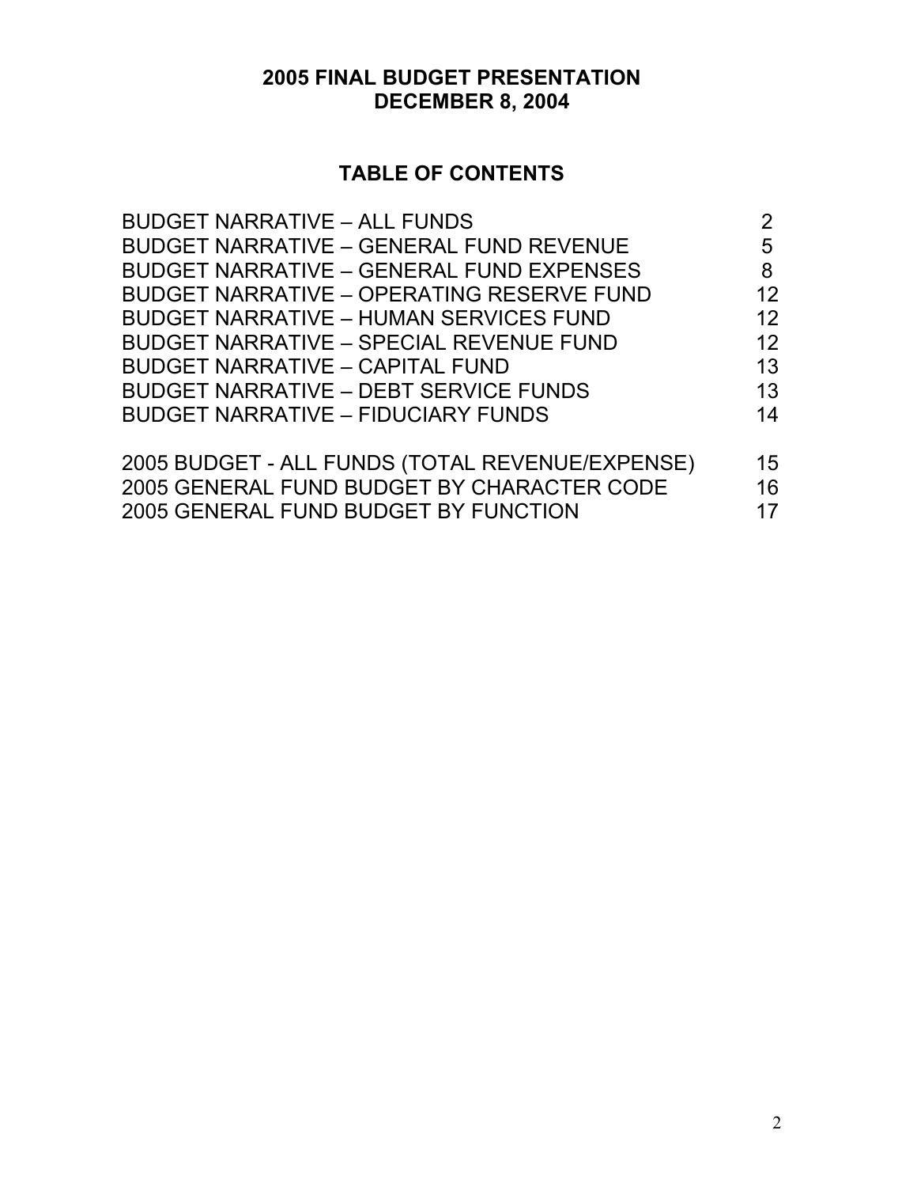# 2005 FINAL BUDGET PRESENTATION
## DECEMBER 8, 2004

## TABLE OF CONTENTS

| | |
|---|---|
| BUDGET NARRATIVE – ALL FUNDS | 2 |
| BUDGET NARRATIVE – GENERAL FUND REVENUE | 5 |
| BUDGET NARRATIVE – GENERAL FUND EXPENSES | 8 |
| BUDGET NARRATIVE – OPERATING RESERVE FUND | 12 |
| BUDGET NARRATIVE – HUMAN SERVICES FUND | 12 |
| BUDGET NARRATIVE – SPECIAL REVENUE FUND | 12 |
| BUDGET NARRATIVE – CAPITAL FUND | 13 |
| BUDGET NARRATIVE – DEBT SERVICE FUNDS | 13 |
| BUDGET NARRATIVE – FIDUCIARY FUNDS | 14 |
| 2005 BUDGET - ALL FUNDS (TOTAL REVENUE/EXPENSE) | 15 |
| 2005 GENERAL FUND BUDGET BY CHARACTER CODE | 16 |
| 2005 GENERAL FUND BUDGET BY FUNCTION | 17 |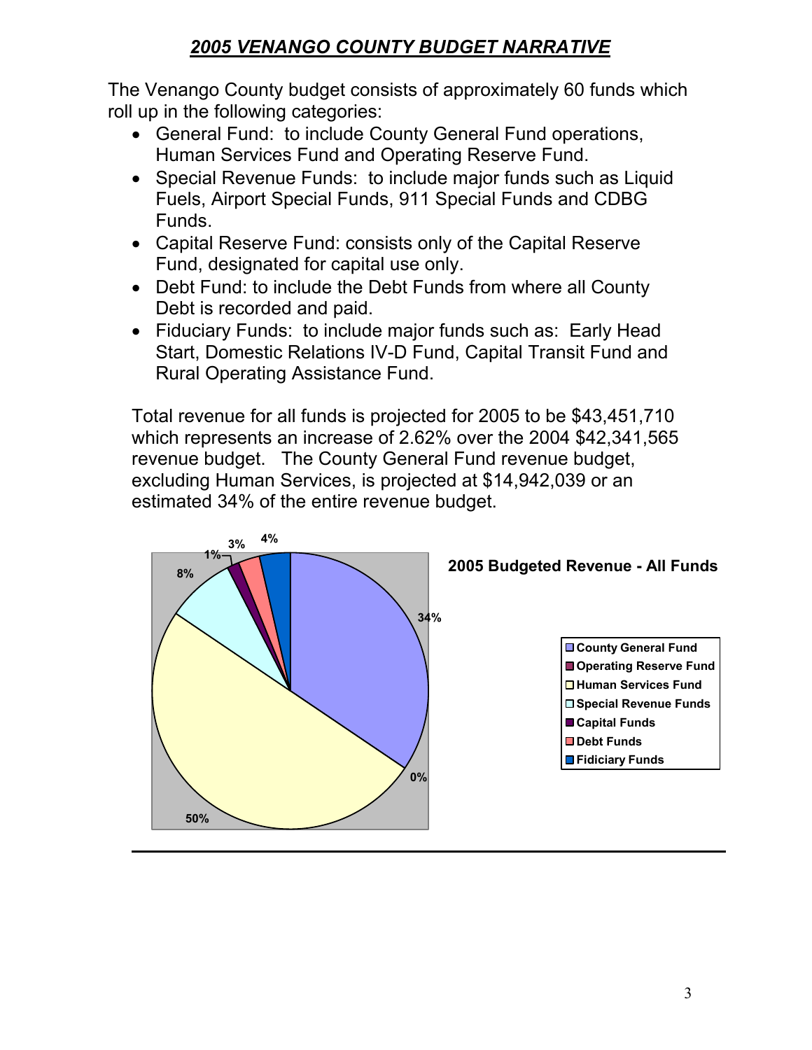# *2005 VENANGO COUNTY BUDGET NARRATIVE*

The Venango County budget consists of approximately 60 funds which roll up in the following categories:

- General Fund: to include County General Fund operations, Human Services Fund and Operating Reserve Fund.
- Special Revenue Funds: to include major funds such as Liquid Fuels, Airport Special Funds, 911 Special Funds and CDBG Funds.
- Capital Reserve Fund: consists only of the Capital Reserve Fund, designated for capital use only.
- Debt Fund: to include the Debt Funds from where all County Debt is recorded and paid.
- Fiduciary Funds: to include major funds such as: Early Head Start, Domestic Relations IV-D Fund, Capital Transit Fund and Rural Operating Assistance Fund.

Total revenue for all funds is projected for 2005 to be $43,451,710 which represents an increase of 2.62% over the 2004 $42,341,565 revenue budget. The County General Fund revenue budget, excluding Human Services, is projected at $14,942,039 or an estimated 34% of the entire revenue budget.

**2005 Budgeted Revenue - All Funds**

| Fund | Percent |
| --- | --- |
| County General Fund | 34% |
| Operating Reserve Fund | 0% |
| Human Services Fund | 50% |
| Special Revenue Funds | 8% |
| Capital Funds | 1% |
| Debt Funds | 3% |
| Fiduciary Funds | 4% |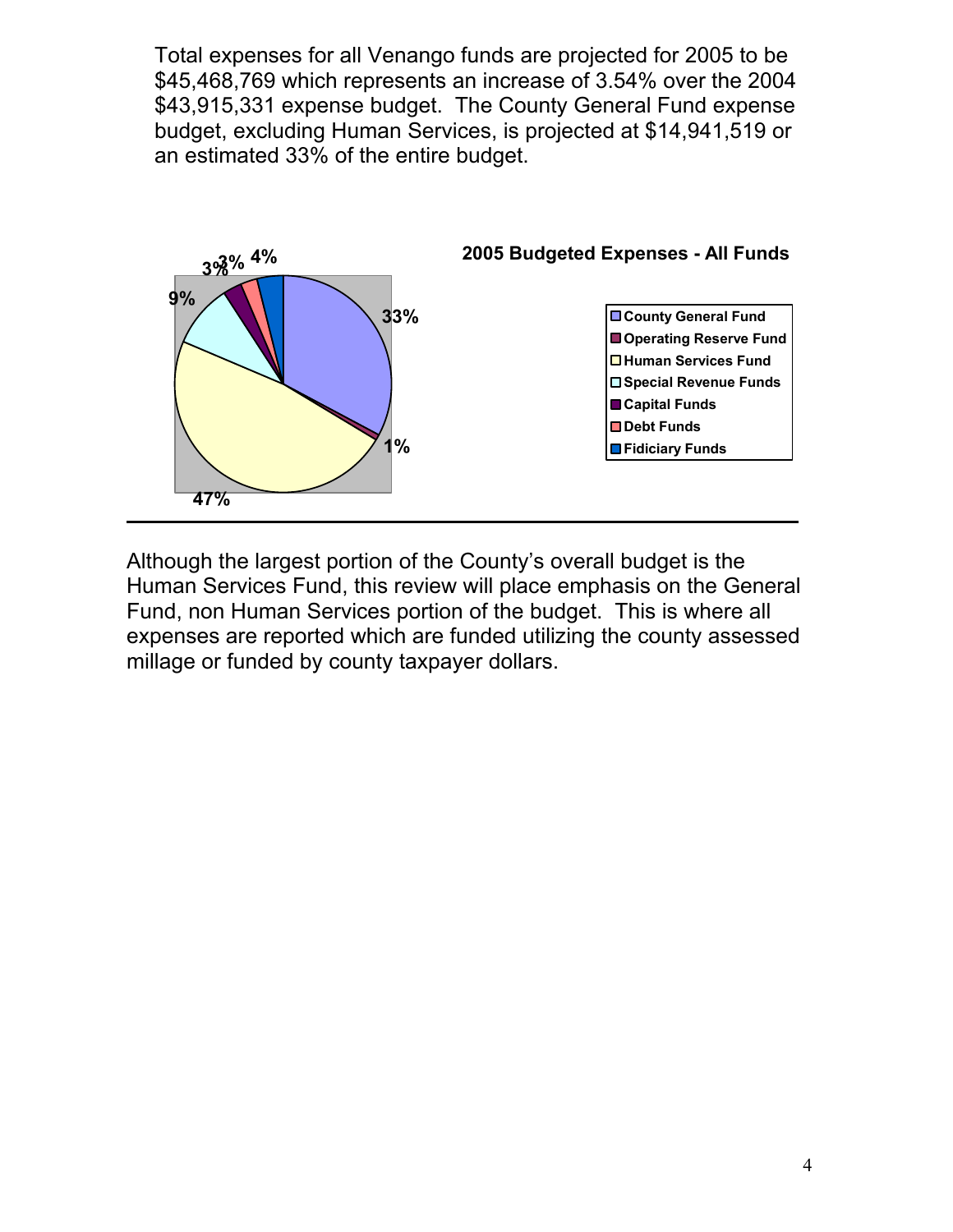Total expenses for all Venango funds are projected for 2005 to be $45,468,769 which represents an increase of 3.54% over the 2004 $43,915,331 expense budget. The County General Fund expense budget, excluding Human Services, is projected at $14,941,519 or an estimated 33% of the entire budget.

**2005 Budgeted Expenses - All Funds**

| Fund | Percentage |
|---|---|
| County General Fund | 33% |
| Operating Reserve Fund | 1% |
| Human Services Fund | 47% |
| Special Revenue Funds | 9% |
| Capital Funds | 3% |
| Debt Funds | 3% |
| Fiduciary Funds | 4% |

Although the largest portion of the County's overall budget is the Human Services Fund, this review will place emphasis on the General Fund, non Human Services portion of the budget. This is where all expenses are reported which are funded utilizing the county assessed millage or funded by county taxpayer dollars.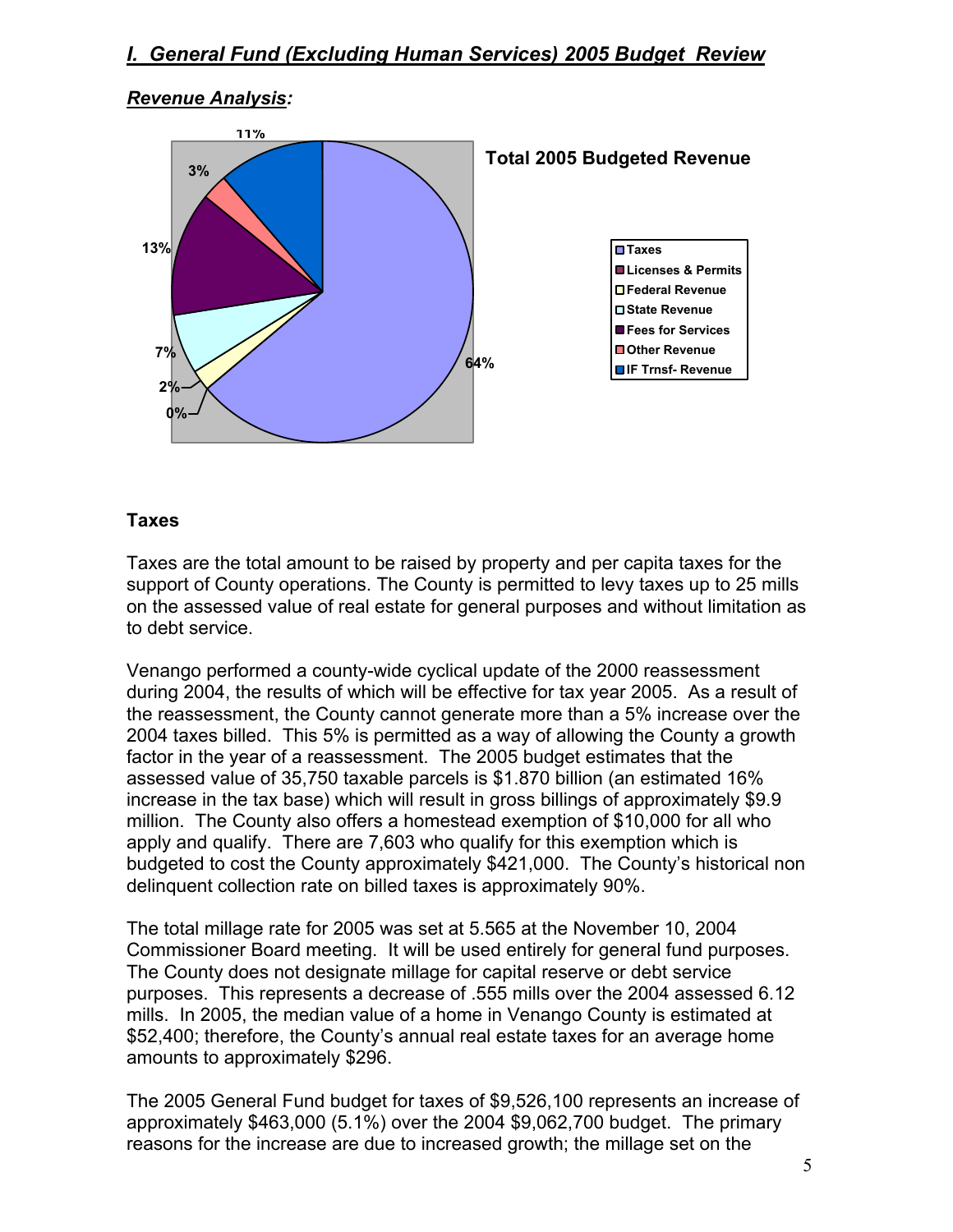## *I. General Fund (Excluding Human Services) 2005 Budget Review*

### *Revenue Analysis:*

**Total 2005 Budgeted Revenue**

- Taxes
- Licenses & Permits
- Federal Revenue
- State Revenue
- Fees for Services
- Other Revenue
- IF Trnsf- Revenue

64%, 0%, 2%, 7%, 13%, 3%, 11%

### Taxes

Taxes are the total amount to be raised by property and per capita taxes for the support of County operations. The County is permitted to levy taxes up to 25 mills on the assessed value of real estate for general purposes and without limitation as to debt service.

Venango performed a county-wide cyclical update of the 2000 reassessment during 2004, the results of which will be effective for tax year 2005. As a result of the reassessment, the County cannot generate more than a 5% increase over the 2004 taxes billed. This 5% is permitted as a way of allowing the County a growth factor in the year of a reassessment. The 2005 budget estimates that the assessed value of 35,750 taxable parcels is $1.870 billion (an estimated 16% increase in the tax base) which will result in gross billings of approximately $9.9 million. The County also offers a homestead exemption of $10,000 for all who apply and qualify. There are 7,603 who qualify for this exemption which is budgeted to cost the County approximately $421,000. The County's historical non delinquent collection rate on billed taxes is approximately 90%.

The total millage rate for 2005 was set at 5.565 at the November 10, 2004 Commissioner Board meeting. It will be used entirely for general fund purposes. The County does not designate millage for capital reserve or debt service purposes. This represents a decrease of .555 mills over the 2004 assessed 6.12 mills. In 2005, the median value of a home in Venango County is estimated at $52,400; therefore, the County's annual real estate taxes for an average home amounts to approximately $296.

The 2005 General Fund budget for taxes of $9,526,100 represents an increase of approximately $463,000 (5.1%) over the 2004 $9,062,700 budget. The primary reasons for the increase are due to increased growth; the millage set on the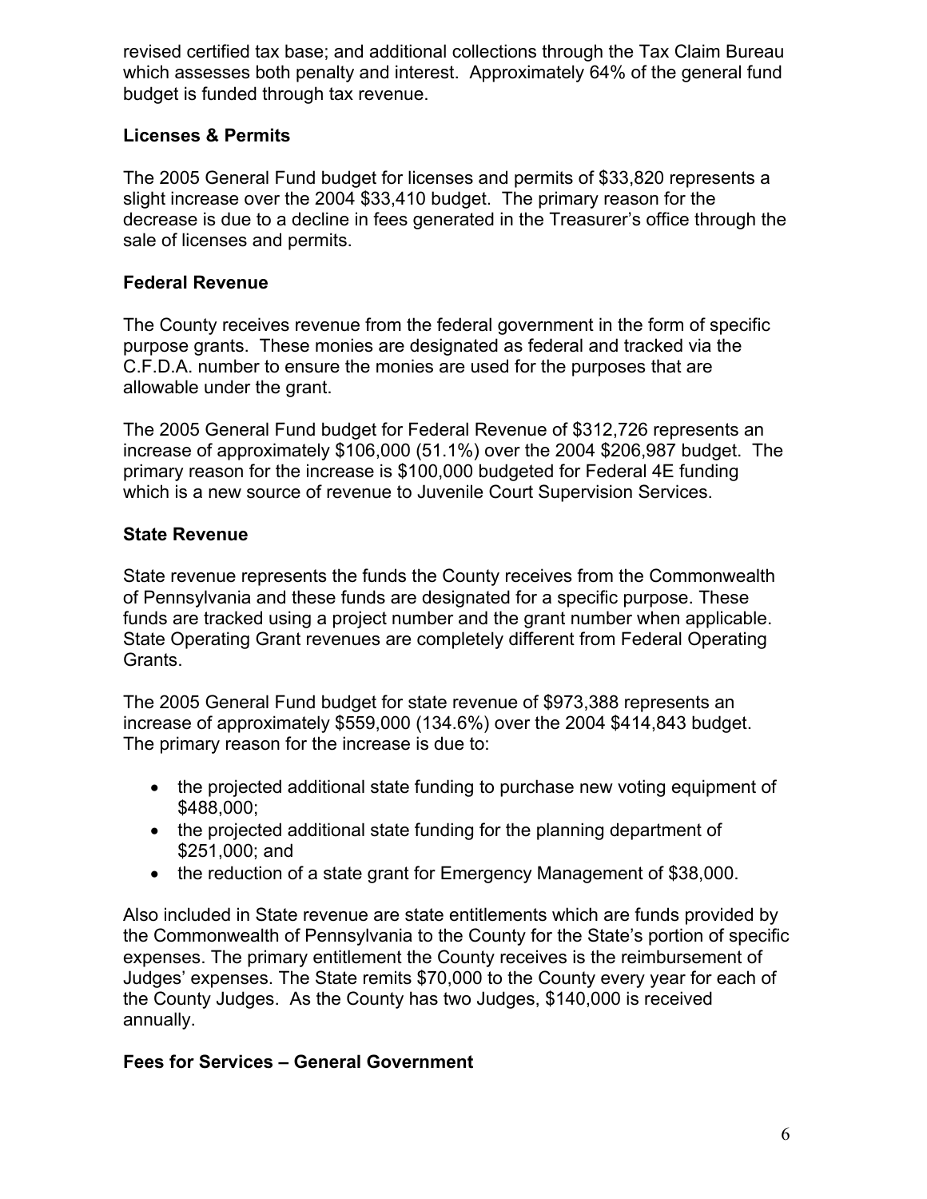revised certified tax base; and additional collections through the Tax Claim Bureau which assesses both penalty and interest. Approximately 64% of the general fund budget is funded through tax revenue.

**Licenses & Permits**

The 2005 General Fund budget for licenses and permits of $33,820 represents a slight increase over the 2004 $33,410 budget. The primary reason for the decrease is due to a decline in fees generated in the Treasurer's office through the sale of licenses and permits.

**Federal Revenue**

The County receives revenue from the federal government in the form of specific purpose grants. These monies are designated as federal and tracked via the C.F.D.A. number to ensure the monies are used for the purposes that are allowable under the grant.

The 2005 General Fund budget for Federal Revenue of $312,726 represents an increase of approximately $106,000 (51.1%) over the 2004 $206,987 budget. The primary reason for the increase is $100,000 budgeted for Federal 4E funding which is a new source of revenue to Juvenile Court Supervision Services.

**State Revenue**

State revenue represents the funds the County receives from the Commonwealth of Pennsylvania and these funds are designated for a specific purpose. These funds are tracked using a project number and the grant number when applicable. State Operating Grant revenues are completely different from Federal Operating Grants.

The 2005 General Fund budget for state revenue of $973,388 represents an increase of approximately $559,000 (134.6%) over the 2004 $414,843 budget. The primary reason for the increase is due to:

- the projected additional state funding to purchase new voting equipment of $488,000;
- the projected additional state funding for the planning department of $251,000; and
- the reduction of a state grant for Emergency Management of $38,000.

Also included in State revenue are state entitlements which are funds provided by the Commonwealth of Pennsylvania to the County for the State's portion of specific expenses. The primary entitlement the County receives is the reimbursement of Judges' expenses. The State remits $70,000 to the County every year for each of the County Judges. As the County has two Judges, $140,000 is received annually.

**Fees for Services – General Government**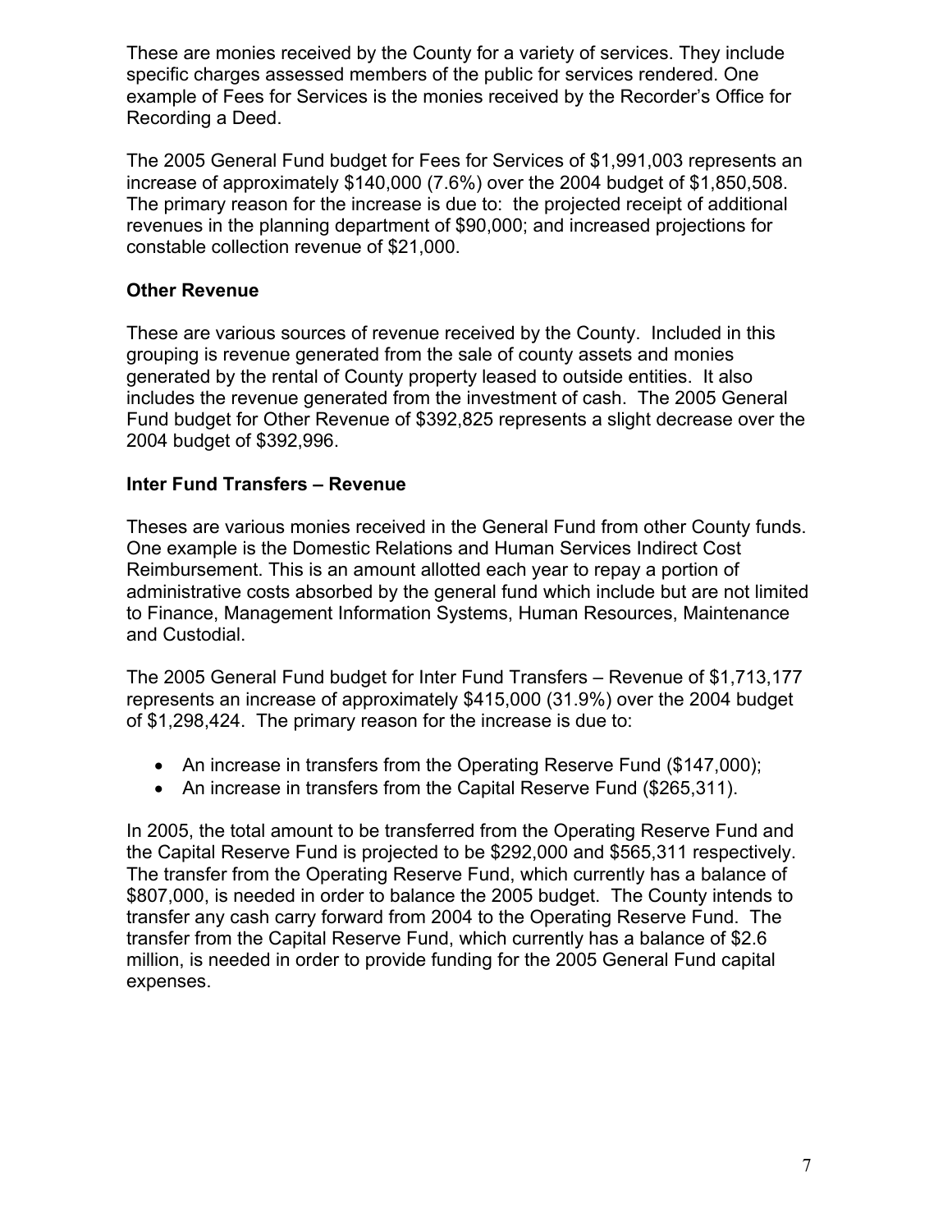These are monies received by the County for a variety of services. They include specific charges assessed members of the public for services rendered. One example of Fees for Services is the monies received by the Recorder's Office for Recording a Deed.

The 2005 General Fund budget for Fees for Services of $1,991,003 represents an increase of approximately $140,000 (7.6%) over the 2004 budget of $1,850,508. The primary reason for the increase is due to: the projected receipt of additional revenues in the planning department of $90,000; and increased projections for constable collection revenue of $21,000.

**Other Revenue**

These are various sources of revenue received by the County. Included in this grouping is revenue generated from the sale of county assets and monies generated by the rental of County property leased to outside entities. It also includes the revenue generated from the investment of cash. The 2005 General Fund budget for Other Revenue of $392,825 represents a slight decrease over the 2004 budget of $392,996.

**Inter Fund Transfers – Revenue**

Theses are various monies received in the General Fund from other County funds. One example is the Domestic Relations and Human Services Indirect Cost Reimbursement. This is an amount allotted each year to repay a portion of administrative costs absorbed by the general fund which include but are not limited to Finance, Management Information Systems, Human Resources, Maintenance and Custodial.

The 2005 General Fund budget for Inter Fund Transfers – Revenue of $1,713,177 represents an increase of approximately $415,000 (31.9%) over the 2004 budget of $1,298,424. The primary reason for the increase is due to:

- An increase in transfers from the Operating Reserve Fund ($147,000);
- An increase in transfers from the Capital Reserve Fund ($265,311).

In 2005, the total amount to be transferred from the Operating Reserve Fund and the Capital Reserve Fund is projected to be $292,000 and $565,311 respectively. The transfer from the Operating Reserve Fund, which currently has a balance of $807,000, is needed in order to balance the 2005 budget. The County intends to transfer any cash carry forward from 2004 to the Operating Reserve Fund. The transfer from the Capital Reserve Fund, which currently has a balance of $2.6 million, is needed in order to provide funding for the 2005 General Fund capital expenses.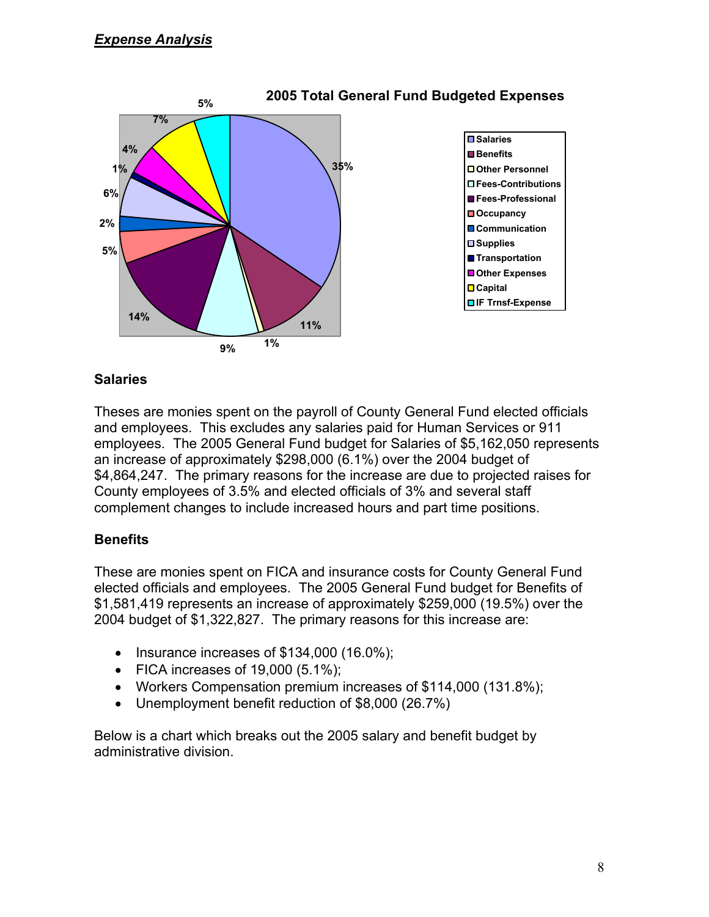## *Expense Analysis*

**2005 Total General Fund Budgeted Expenses**

- Salaries: 35%
- Benefits: 11%
- Other Personnel: 1%
- Fees-Contributions: 9%
- Fees-Professional: 14%
- Occupancy: 5%
- Communication: 2%
- Supplies: 6%
- Transportation: 1%
- Other Expenses: 4%
- Capital: 7%
- IF Trnsf-Expense: 5%

### Salaries

Theses are monies spent on the payroll of County General Fund elected officials and employees. This excludes any salaries paid for Human Services or 911 employees. The 2005 General Fund budget for Salaries of $5,162,050 represents an increase of approximately $298,000 (6.1%) over the 2004 budget of $4,864,247. The primary reasons for the increase are due to projected raises for County employees of 3.5% and elected officials of 3% and several staff complement changes to include increased hours and part time positions.

### Benefits

These are monies spent on FICA and insurance costs for County General Fund elected officials and employees. The 2005 General Fund budget for Benefits of $1,581,419 represents an increase of approximately $259,000 (19.5%) over the 2004 budget of $1,322,827. The primary reasons for this increase are:

- Insurance increases of $134,000 (16.0%);
- FICA increases of 19,000 (5.1%);
- Workers Compensation premium increases of $114,000 (131.8%);
- Unemployment benefit reduction of $8,000 (26.7%)

Below is a chart which breaks out the 2005 salary and benefit budget by administrative division.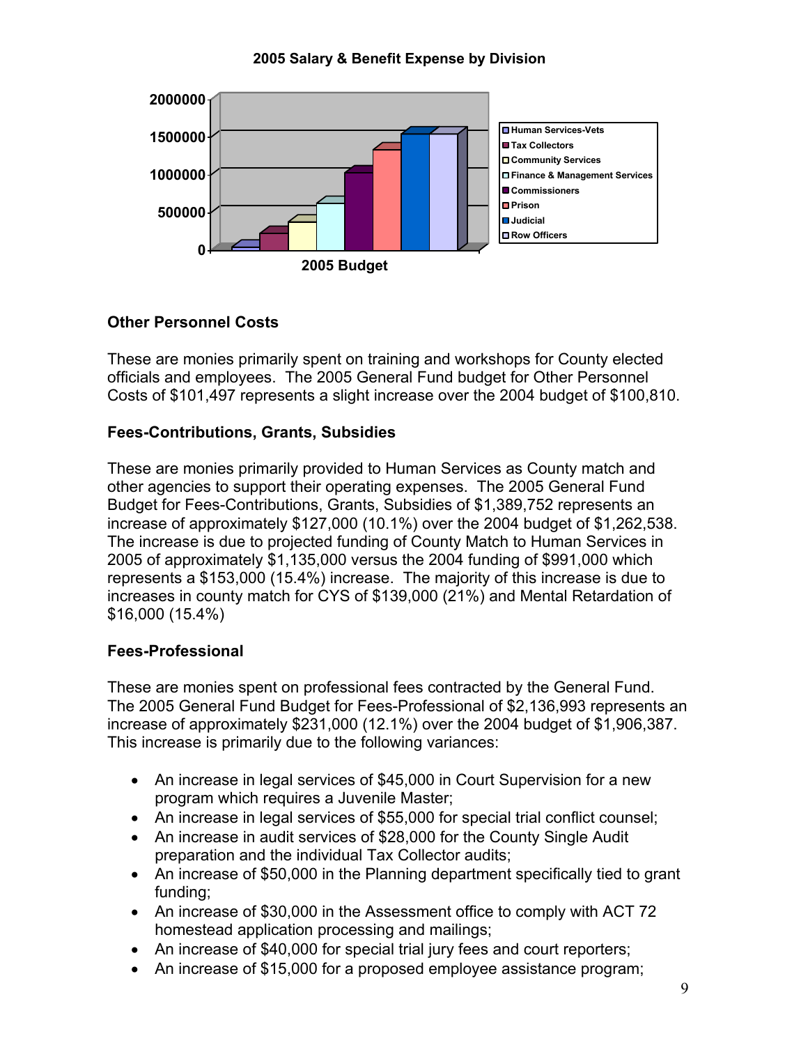**2005 Salary & Benefit Expense by Division**

## Other Personnel Costs

These are monies primarily spent on training and workshops for County elected officials and employees. The 2005 General Fund budget for Other Personnel Costs of $101,497 represents a slight increase over the 2004 budget of $100,810.

## Fees-Contributions, Grants, Subsidies

These are monies primarily provided to Human Services as County match and other agencies to support their operating expenses. The 2005 General Fund Budget for Fees-Contributions, Grants, Subsidies of $1,389,752 represents an increase of approximately $127,000 (10.1%) over the 2004 budget of $1,262,538. The increase is due to projected funding of County Match to Human Services in 2005 of approximately $1,135,000 versus the 2004 funding of $991,000 which represents a $153,000 (15.4%) increase. The majority of this increase is due to increases in county match for CYS of $139,000 (21%) and Mental Retardation of $16,000 (15.4%)

## Fees-Professional

These are monies spent on professional fees contracted by the General Fund. The 2005 General Fund Budget for Fees-Professional of $2,136,993 represents an increase of approximately $231,000 (12.1%) over the 2004 budget of $1,906,387. This increase is primarily due to the following variances:

- An increase in legal services of $45,000 in Court Supervision for a new program which requires a Juvenile Master;
- An increase in legal services of $55,000 for special trial conflict counsel;
- An increase in audit services of $28,000 for the County Single Audit preparation and the individual Tax Collector audits;
- An increase of $50,000 in the Planning department specifically tied to grant funding;
- An increase of $30,000 in the Assessment office to comply with ACT 72 homestead application processing and mailings;
- An increase of $40,000 for special trial jury fees and court reporters;
- An increase of $15,000 for a proposed employee assistance program;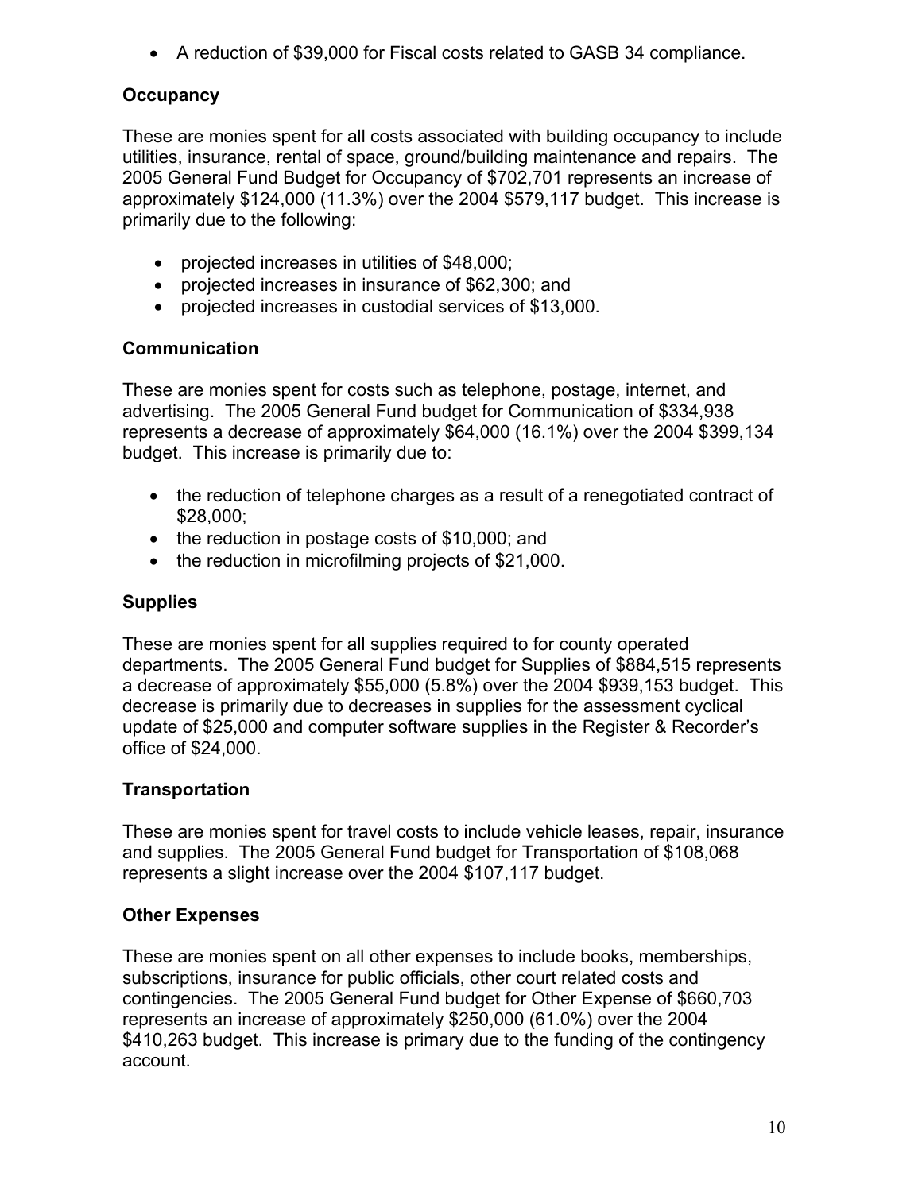- A reduction of $39,000 for Fiscal costs related to GASB 34 compliance.

**Occupancy**

These are monies spent for all costs associated with building occupancy to include utilities, insurance, rental of space, ground/building maintenance and repairs. The 2005 General Fund Budget for Occupancy of $702,701 represents an increase of approximately $124,000 (11.3%) over the 2004 $579,117 budget. This increase is primarily due to the following:

- projected increases in utilities of $48,000;
- projected increases in insurance of $62,300; and
- projected increases in custodial services of $13,000.

**Communication**

These are monies spent for costs such as telephone, postage, internet, and advertising. The 2005 General Fund budget for Communication of $334,938 represents a decrease of approximately $64,000 (16.1%) over the 2004 $399,134 budget. This increase is primarily due to:

- the reduction of telephone charges as a result of a renegotiated contract of $28,000;
- the reduction in postage costs of $10,000; and
- the reduction in microfilming projects of $21,000.

**Supplies**

These are monies spent for all supplies required to for county operated departments. The 2005 General Fund budget for Supplies of $884,515 represents a decrease of approximately $55,000 (5.8%) over the 2004 $939,153 budget. This decrease is primarily due to decreases in supplies for the assessment cyclical update of $25,000 and computer software supplies in the Register & Recorder's office of $24,000.

**Transportation**

These are monies spent for travel costs to include vehicle leases, repair, insurance and supplies. The 2005 General Fund budget for Transportation of $108,068 represents a slight increase over the 2004 $107,117 budget.

**Other Expenses**

These are monies spent on all other expenses to include books, memberships, subscriptions, insurance for public officials, other court related costs and contingencies. The 2005 General Fund budget for Other Expense of $660,703 represents an increase of approximately $250,000 (61.0%) over the 2004 $410,263 budget. This increase is primary due to the funding of the contingency account.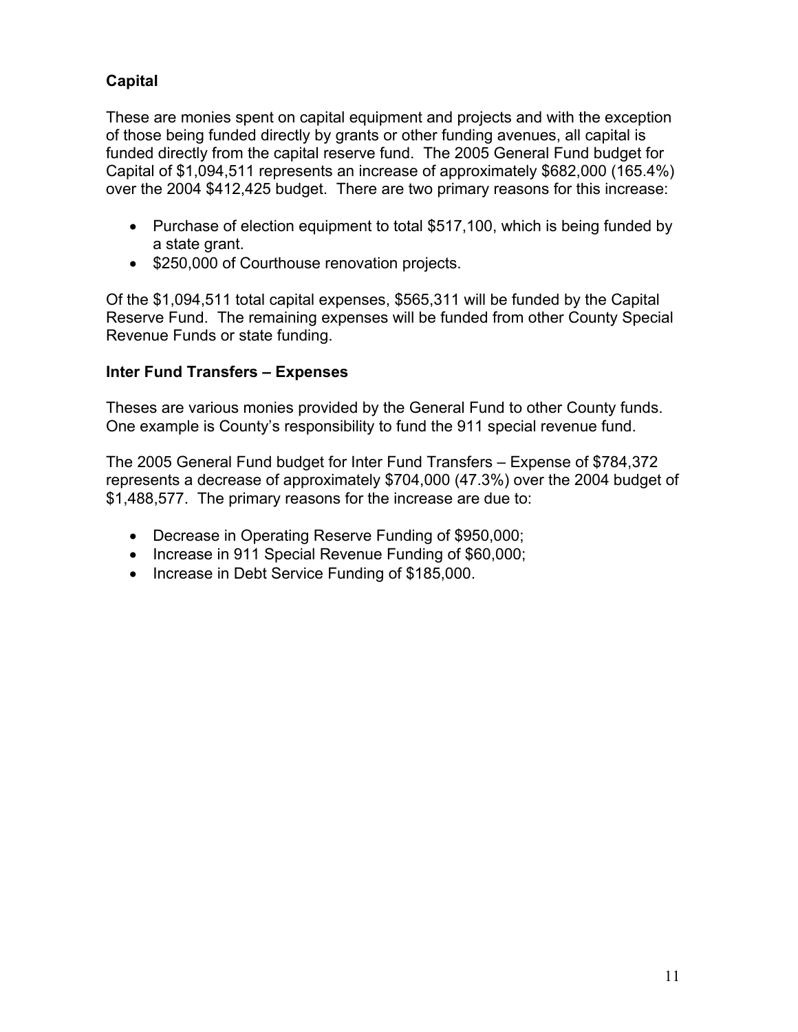**Capital**

These are monies spent on capital equipment and projects and with the exception of those being funded directly by grants or other funding avenues, all capital is funded directly from the capital reserve fund. The 2005 General Fund budget for Capital of $1,094,511 represents an increase of approximately $682,000 (165.4%) over the 2004 $412,425 budget. There are two primary reasons for this increase:

- Purchase of election equipment to total $517,100, which is being funded by a state grant.
- $250,000 of Courthouse renovation projects.

Of the $1,094,511 total capital expenses, $565,311 will be funded by the Capital Reserve Fund. The remaining expenses will be funded from other County Special Revenue Funds or state funding.

**Inter Fund Transfers – Expenses**

Theses are various monies provided by the General Fund to other County funds. One example is County's responsibility to fund the 911 special revenue fund.

The 2005 General Fund budget for Inter Fund Transfers – Expense of $784,372 represents a decrease of approximately $704,000 (47.3%) over the 2004 budget of $1,488,577. The primary reasons for the increase are due to:

- Decrease in Operating Reserve Funding of $950,000;
- Increase in 911 Special Revenue Funding of $60,000;
- Increase in Debt Service Funding of $185,000.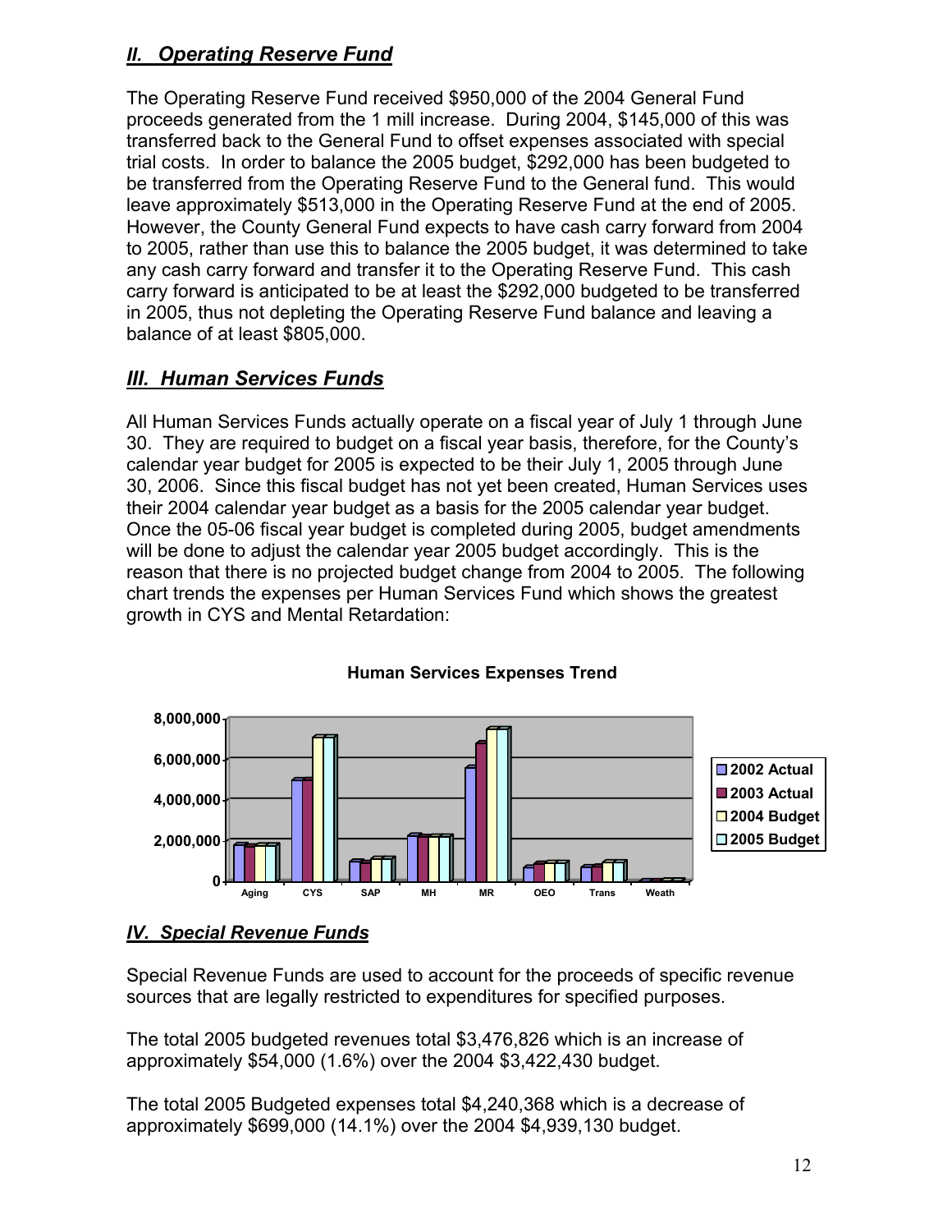## *II. Operating Reserve Fund*

The Operating Reserve Fund received $950,000 of the 2004 General Fund proceeds generated from the 1 mill increase. During 2004, $145,000 of this was transferred back to the General Fund to offset expenses associated with special trial costs. In order to balance the 2005 budget, $292,000 has been budgeted to be transferred from the Operating Reserve Fund to the General fund. This would leave approximately $513,000 in the Operating Reserve Fund at the end of 2005. However, the County General Fund expects to have cash carry forward from 2004 to 2005, rather than use this to balance the 2005 budget, it was determined to take any cash carry forward and transfer it to the Operating Reserve Fund. This cash carry forward is anticipated to be at least the $292,000 budgeted to be transferred in 2005, thus not depleting the Operating Reserve Fund balance and leaving a balance of at least $805,000.

## *III. Human Services Funds*

All Human Services Funds actually operate on a fiscal year of July 1 through June 30. They are required to budget on a fiscal year basis, therefore, for the County's calendar year budget for 2005 is expected to be their July 1, 2005 through June 30, 2006. Since this fiscal budget has not yet been created, Human Services uses their 2004 calendar year budget as a basis for the 2005 calendar year budget. Once the 05-06 fiscal year budget is completed during 2005, budget amendments will be done to adjust the calendar year 2005 budget accordingly. This is the reason that there is no projected budget change from 2004 to 2005. The following chart trends the expenses per Human Services Fund which shows the greatest growth in CYS and Mental Retardation:

**Human Services Expenses Trend**

## *IV. Special Revenue Funds*

Special Revenue Funds are used to account for the proceeds of specific revenue sources that are legally restricted to expenditures for specified purposes.

The total 2005 budgeted revenues total $3,476,826 which is an increase of approximately $54,000 (1.6%) over the 2004 $3,422,430 budget.

The total 2005 Budgeted expenses total $4,240,368 which is a decrease of approximately $699,000 (14.1%) over the 2004 $4,939,130 budget.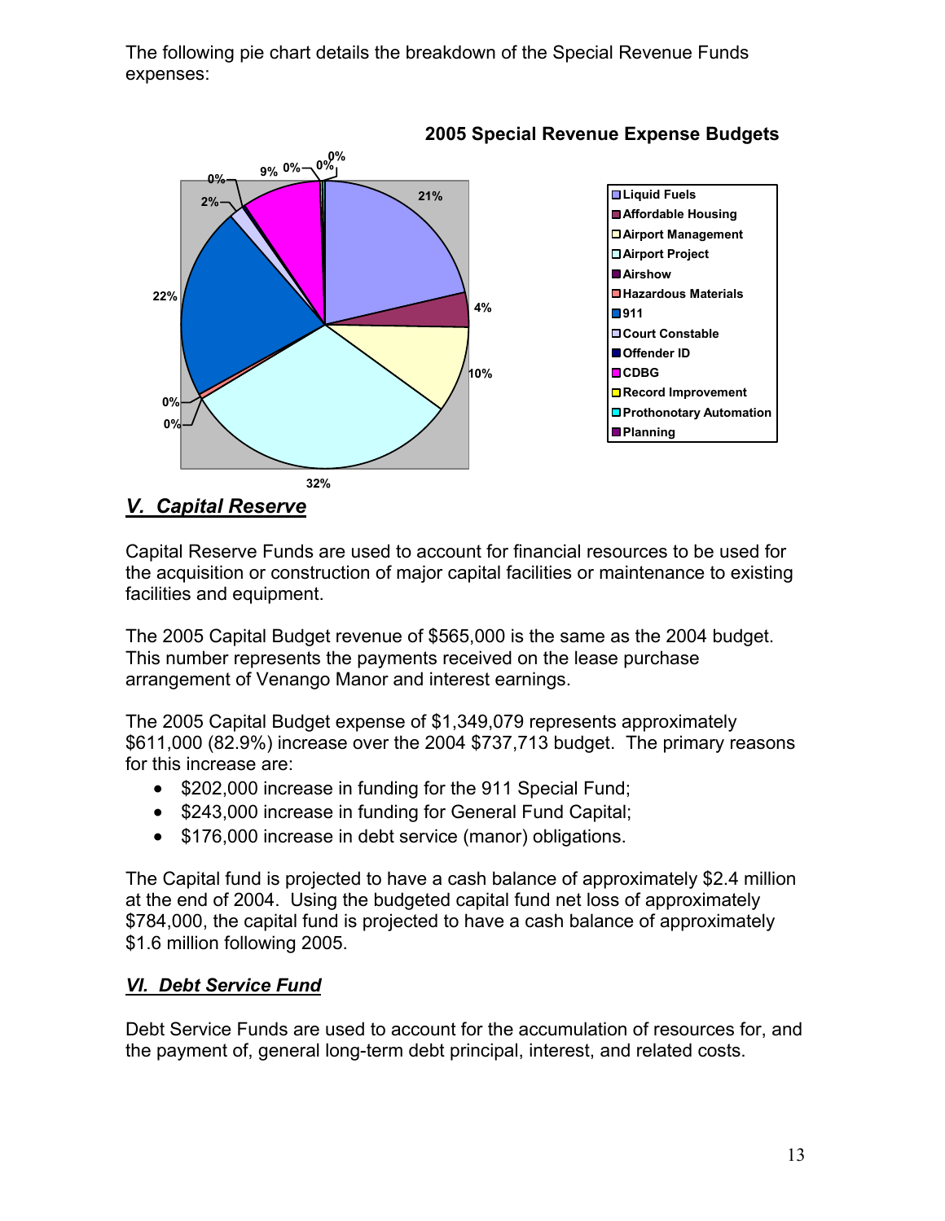The following pie chart details the breakdown of the Special Revenue Funds expenses:

**2005 Special Revenue Expense Budgets**

| Category | Percentage |
| --- | --- |
| Liquid Fuels | 21% |
| Affordable Housing | 4% |
| Airport Management | 10% |
| Airport Project | 0% |
| Airshow | 0% |
| Hazardous Materials | 0% |
| 911 | 22% |
| Court Constable | 2% |
| Offender ID | 0% |
| CDBG | 9% |
| Record Improvement | 0% |
| Prothonotary Automation | 32% |
| Planning | 0% |

## *V. Capital Reserve*

Capital Reserve Funds are used to account for financial resources to be used for the acquisition or construction of major capital facilities or maintenance to existing facilities and equipment.

The 2005 Capital Budget revenue of $565,000 is the same as the 2004 budget. This number represents the payments received on the lease purchase arrangement of Venango Manor and interest earnings.

The 2005 Capital Budget expense of $1,349,079 represents approximately $611,000 (82.9%) increase over the 2004 $737,713 budget. The primary reasons for this increase are:

- $202,000 increase in funding for the 911 Special Fund;
- $243,000 increase in funding for General Fund Capital;
- $176,000 increase in debt service (manor) obligations.

The Capital fund is projected to have a cash balance of approximately $2.4 million at the end of 2004. Using the budgeted capital fund net loss of approximately $784,000, the capital fund is projected to have a cash balance of approximately $1.6 million following 2005.

## *VI. Debt Service Fund*

Debt Service Funds are used to account for the accumulation of resources for, and the payment of, general long-term debt principal, interest, and related costs.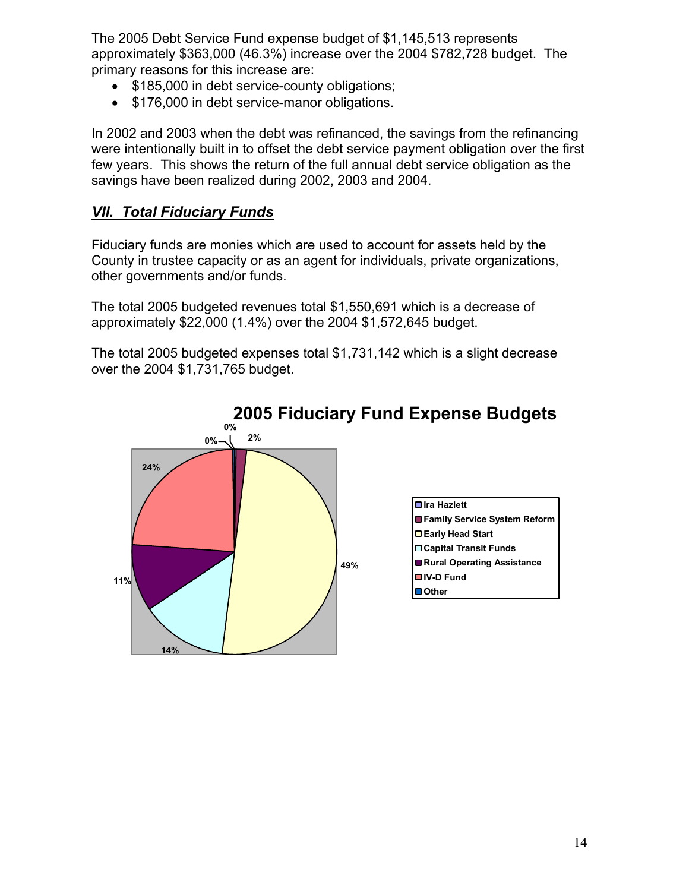The 2005 Debt Service Fund expense budget of $1,145,513 represents approximately $363,000 (46.3%) increase over the 2004 $782,728 budget. The primary reasons for this increase are:

- $185,000 in debt service-county obligations;
- $176,000 in debt service-manor obligations.

In 2002 and 2003 when the debt was refinanced, the savings from the refinancing were intentionally built in to offset the debt service payment obligation over the first few years. This shows the return of the full annual debt service obligation as the savings have been realized during 2002, 2003 and 2004.

## ***VII. Total Fiduciary Funds***

Fiduciary funds are monies which are used to account for assets held by the County in trustee capacity or as an agent for individuals, private organizations, other governments and/or funds.

The total 2005 budgeted revenues total $1,550,691 which is a decrease of approximately $22,000 (1.4%) over the 2004 $1,572,645 budget.

The total 2005 budgeted expenses total $1,731,142 which is a slight decrease over the 2004 $1,731,765 budget.

**2005 Fiduciary Fund Expense Budgets**

| Fund | Percent |
|---|---|
| Ira Hazlett | 0% |
| Family Service System Reform | 2% |
| Early Head Start | 49% |
| Capital Transit Funds | 14% |
| Rural Operating Assistance | 11% |
| IV-D Fund | 24% |
| Other | 0% |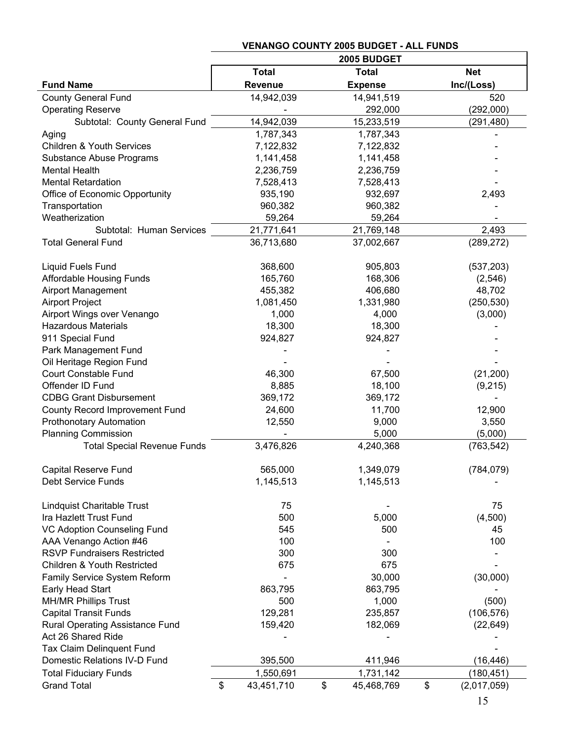| | VENANGO COUNTY 2005 BUDGET - ALL FUNDS | | |
|---|---|---|---|
| | 2005 BUDGET | | |
| **Fund Name** | **Total Revenue** | **Total Expense** | **Net Inc/(Loss)** |
| County General Fund | 14,942,039 | 14,941,519 | 520 |
| Operating Reserve | - | 292,000 | (292,000) |
| Subtotal: County General Fund | 14,942,039 | 15,233,519 | (291,480) |
| Aging | 1,787,343 | 1,787,343 | - |
| Children & Youth Services | 7,122,832 | 7,122,832 | - |
| Substance Abuse Programs | 1,141,458 | 1,141,458 | - |
| Mental Health | 2,236,759 | 2,236,759 | - |
| Mental Retardation | 7,528,413 | 7,528,413 | - |
| Office of Economic Opportunity | 935,190 | 932,697 | 2,493 |
| Transportation | 960,382 | 960,382 | - |
| Weatherization | 59,264 | 59,264 | - |
| Subtotal: Human Services | 21,771,641 | 21,769,148 | 2,493 |
| Total General Fund | 36,713,680 | 37,002,667 | (289,272) |
| | | | |
| Liquid Fuels Fund | 368,600 | 905,803 | (537,203) |
| Affordable Housing Funds | 165,760 | 168,306 | (2,546) |
| Airport Management | 455,382 | 406,680 | 48,702 |
| Airport Project | 1,081,450 | 1,331,980 | (250,530) |
| Airport Wings over Venango | 1,000 | 4,000 | (3,000) |
| Hazardous Materials | 18,300 | 18,300 | - |
| 911 Special Fund | 924,827 | 924,827 | - |
| Park Management Fund | - | - | - |
| Oil Heritage Region Fund | - | - | - |
| Court Constable Fund | 46,300 | 67,500 | (21,200) |
| Offender ID Fund | 8,885 | 18,100 | (9,215) |
| CDBG Grant Disbursement | 369,172 | 369,172 | - |
| County Record Improvement Fund | 24,600 | 11,700 | 12,900 |
| Prothonotary Automation | 12,550 | 9,000 | 3,550 |
| Planning Commission | - | 5,000 | (5,000) |
| Total Special Revenue Funds | 3,476,826 | 4,240,368 | (763,542) |
| | | | |
| Capital Reserve Fund | 565,000 | 1,349,079 | (784,079) |
| Debt Service Funds | 1,145,513 | 1,145,513 | - |
| | | | |
| Lindquist Charitable Trust | 75 | - | 75 |
| Ira Hazlett Trust Fund | 500 | 5,000 | (4,500) |
| VC Adoption Counseling Fund | 545 | 500 | 45 |
| AAA Venango Action #46 | 100 | - | 100 |
| RSVP Fundraisers Restricted | 300 | 300 | - |
| Children & Youth Restricted | 675 | 675 | - |
| Family Service System Reform | - | 30,000 | (30,000) |
| Early Head Start | 863,795 | 863,795 | - |
| MH/MR Phillips Trust | 500 | 1,000 | (500) |
| Capital Transit Funds | 129,281 | 235,857 | (106,576) |
| Rural Operating Assistance Fund | 159,420 | 182,069 | (22,649) |
| Act 26 Shared Ride | - | - | - |
| Tax Claim Delinquent Fund | | | - |
| Domestic Relations IV-D Fund | 395,500 | 411,946 | (16,446) |
| Total Fiduciary Funds | 1,550,691 | 1,731,142 | (180,451) |
| Grand Total | $ 43,451,710 | $ 45,468,769 | $ (2,017,059) |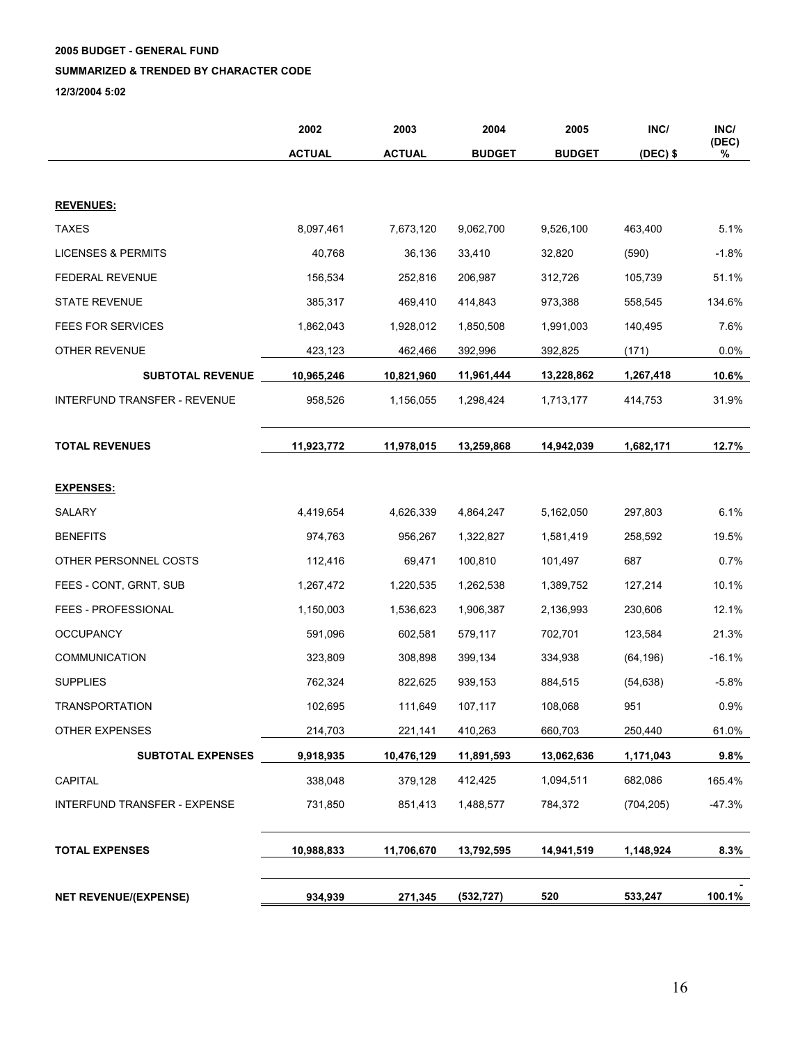**2005 BUDGET - GENERAL FUND**

**SUMMARIZED & TRENDED BY CHARACTER CODE**

**12/3/2004 5:02**

| | 2002 ACTUAL | 2003 ACTUAL | 2004 BUDGET | 2005 BUDGET | INC/ (DEC) $ | INC/ (DEC) % |
|---|---|---|---|---|---|---|
| **REVENUES:** | | | | | | |
| TAXES | 8,097,461 | 7,673,120 | 9,062,700 | 9,526,100 | 463,400 | 5.1% |
| LICENSES & PERMITS | 40,768 | 36,136 | 33,410 | 32,820 | (590) | -1.8% |
| FEDERAL REVENUE | 156,534 | 252,816 | 206,987 | 312,726 | 105,739 | 51.1% |
| STATE REVENUE | 385,317 | 469,410 | 414,843 | 973,388 | 558,545 | 134.6% |
| FEES FOR SERVICES | 1,862,043 | 1,928,012 | 1,850,508 | 1,991,003 | 140,495 | 7.6% |
| OTHER REVENUE | 423,123 | 462,466 | 392,996 | 392,825 | (171) | 0.0% |
| **SUBTOTAL REVENUE** | **10,965,246** | **10,821,960** | **11,961,444** | **13,228,862** | **1,267,418** | **10.6%** |
| INTERFUND TRANSFER - REVENUE | 958,526 | 1,156,055 | 1,298,424 | 1,713,177 | 414,753 | 31.9% |
| **TOTAL REVENUES** | **11,923,772** | **11,978,015** | **13,259,868** | **14,942,039** | **1,682,171** | **12.7%** |
| **EXPENSES:** | | | | | | |
| SALARY | 4,419,654 | 4,626,339 | 4,864,247 | 5,162,050 | 297,803 | 6.1% |
| BENEFITS | 974,763 | 956,267 | 1,322,827 | 1,581,419 | 258,592 | 19.5% |
| OTHER PERSONNEL COSTS | 112,416 | 69,471 | 100,810 | 101,497 | 687 | 0.7% |
| FEES - CONT, GRNT, SUB | 1,267,472 | 1,220,535 | 1,262,538 | 1,389,752 | 127,214 | 10.1% |
| FEES - PROFESSIONAL | 1,150,003 | 1,536,623 | 1,906,387 | 2,136,993 | 230,606 | 12.1% |
| OCCUPANCY | 591,096 | 602,581 | 579,117 | 702,701 | 123,584 | 21.3% |
| COMMUNICATION | 323,809 | 308,898 | 399,134 | 334,938 | (64,196) | -16.1% |
| SUPPLIES | 762,324 | 822,625 | 939,153 | 884,515 | (54,638) | -5.8% |
| TRANSPORTATION | 102,695 | 111,649 | 107,117 | 108,068 | 951 | 0.9% |
| OTHER EXPENSES | 214,703 | 221,141 | 410,263 | 660,703 | 250,440 | 61.0% |
| **SUBTOTAL EXPENSES** | **9,918,935** | **10,476,129** | **11,891,593** | **13,062,636** | **1,171,043** | **9.8%** |
| CAPITAL | 338,048 | 379,128 | 412,425 | 1,094,511 | 682,086 | 165.4% |
| INTERFUND TRANSFER - EXPENSE | 731,850 | 851,413 | 1,488,577 | 784,372 | (704,205) | -47.3% |
| **TOTAL EXPENSES** | **10,988,833** | **11,706,670** | **13,792,595** | **14,941,519** | **1,148,924** | **8.3%** |
| **NET REVENUE/(EXPENSE)** | **934,939** | **271,345** | **(532,727)** | **520** | **533,247** | **-100.1%** |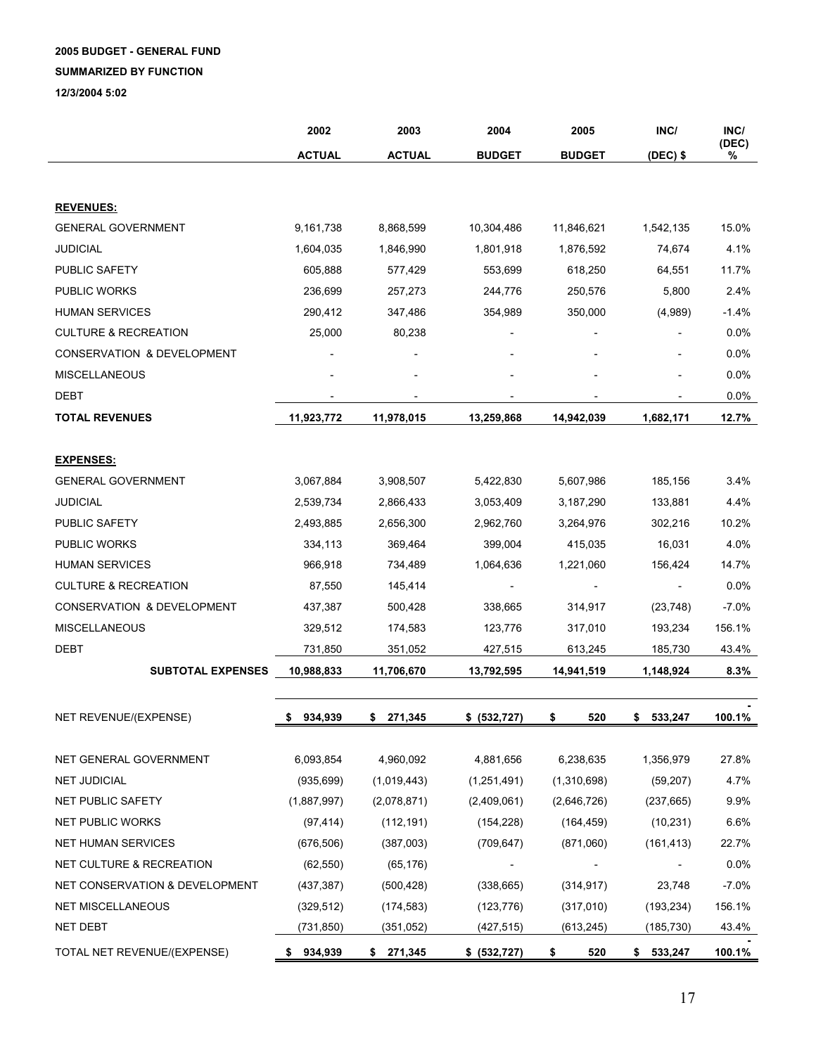**2005 BUDGET - GENERAL FUND**

**SUMMARIZED BY FUNCTION**

**12/3/2004 5:02**

| | 2002 ACTUAL | 2003 ACTUAL | 2004 BUDGET | 2005 BUDGET | INC/ (DEC) $ | INC/ (DEC) % |
|---|---|---|---|---|---|---|
| **REVENUES:** | | | | | | |
| GENERAL GOVERNMENT | 9,161,738 | 8,868,599 | 10,304,486 | 11,846,621 | 1,542,135 | 15.0% |
| JUDICIAL | 1,604,035 | 1,846,990 | 1,801,918 | 1,876,592 | 74,674 | 4.1% |
| PUBLIC SAFETY | 605,888 | 577,429 | 553,699 | 618,250 | 64,551 | 11.7% |
| PUBLIC WORKS | 236,699 | 257,273 | 244,776 | 250,576 | 5,800 | 2.4% |
| HUMAN SERVICES | 290,412 | 347,486 | 354,989 | 350,000 | (4,989) | -1.4% |
| CULTURE & RECREATION | 25,000 | 80,238 | - | - | - | 0.0% |
| CONSERVATION & DEVELOPMENT | - | - | - | - | - | 0.0% |
| MISCELLANEOUS | - | - | - | - | - | 0.0% |
| DEBT | - | - | - | - | - | 0.0% |
| **TOTAL REVENUES** | **11,923,772** | **11,978,015** | **13,259,868** | **14,942,039** | **1,682,171** | **12.7%** |
| **EXPENSES:** | | | | | | |
| GENERAL GOVERNMENT | 3,067,884 | 3,908,507 | 5,422,830 | 5,607,986 | 185,156 | 3.4% |
| JUDICIAL | 2,539,734 | 2,866,433 | 3,053,409 | 3,187,290 | 133,881 | 4.4% |
| PUBLIC SAFETY | 2,493,885 | 2,656,300 | 2,962,760 | 3,264,976 | 302,216 | 10.2% |
| PUBLIC WORKS | 334,113 | 369,464 | 399,004 | 415,035 | 16,031 | 4.0% |
| HUMAN SERVICES | 966,918 | 734,489 | 1,064,636 | 1,221,060 | 156,424 | 14.7% |
| CULTURE & RECREATION | 87,550 | 145,414 | - | - | - | 0.0% |
| CONSERVATION & DEVELOPMENT | 437,387 | 500,428 | 338,665 | 314,917 | (23,748) | -7.0% |
| MISCELLANEOUS | 329,512 | 174,583 | 123,776 | 317,010 | 193,234 | 156.1% |
| DEBT | 731,850 | 351,052 | 427,515 | 613,245 | 185,730 | 43.4% |
| **SUBTOTAL EXPENSES** | **10,988,833** | **11,706,670** | **13,792,595** | **14,941,519** | **1,148,924** | **8.3%** |
| NET REVENUE/(EXPENSE) | **$ 934,939** | **$ 271,345** | **$ (532,727)** | **$ 520** | **$ 533,247** | **-100.1%** |
| NET GENERAL GOVERNMENT | 6,093,854 | 4,960,092 | 4,881,656 | 6,238,635 | 1,356,979 | 27.8% |
| NET JUDICIAL | (935,699) | (1,019,443) | (1,251,491) | (1,310,698) | (59,207) | 4.7% |
| NET PUBLIC SAFETY | (1,887,997) | (2,078,871) | (2,409,061) | (2,646,726) | (237,665) | 9.9% |
| NET PUBLIC WORKS | (97,414) | (112,191) | (154,228) | (164,459) | (10,231) | 6.6% |
| NET HUMAN SERVICES | (676,506) | (387,003) | (709,647) | (871,060) | (161,413) | 22.7% |
| NET CULTURE & RECREATION | (62,550) | (65,176) | - | - | - | 0.0% |
| NET CONSERVATION & DEVELOPMENT | (437,387) | (500,428) | (338,665) | (314,917) | 23,748 | -7.0% |
| NET MISCELLANEOUS | (329,512) | (174,583) | (123,776) | (317,010) | (193,234) | 156.1% |
| NET DEBT | (731,850) | (351,052) | (427,515) | (613,245) | (185,730) | 43.4% |
| TOTAL NET REVENUE/(EXPENSE) | **$ 934,939** | **$ 271,345** | **$ (532,727)** | **$ 520** | **$ 533,247** | **-100.1%** |